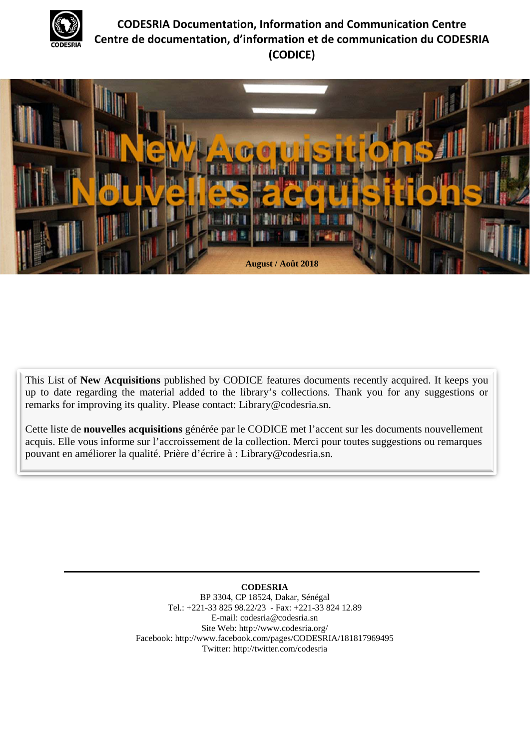# CODESRIA Documentation, Information and Communication Centre
# Centre de documentation, d'information et de communication du CODESRIA (CODICE)

## New Acquisitions
## Nouvelles acquisitions

**August / Août 2018**

This List of **New Acquisitions** published by CODICE features documents recently acquired. It keeps you up to date regarding the material added to the library's collections. Thank you for any suggestions or remarks for improving its quality. Please contact: Library@codesria.sn.

Cette liste de **nouvelles acquisitions** générée par le CODICE met l'accent sur les documents nouvellement acquis. Elle vous informe sur l'accroissement de la collection. Merci pour toutes suggestions ou remarques pouvant en améliorer la qualité. Prière d'écrire à : Library@codesria.sn.

---

**CODESRIA**
BP 3304, CP 18524, Dakar, Sénégal
Tel.: +221-33 825 98.22/23 - Fax: +221-33 824 12.89
E-mail: codesria@codesria.sn
Site Web: http://www.codesria.org/
Facebook: http://www.facebook.com/pages/CODESRIA/181817969495
Twitter: http://twitter.com/codesria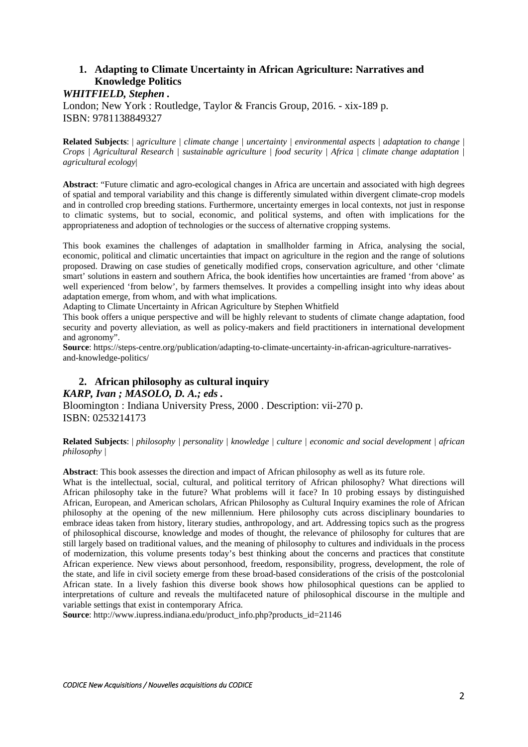## 1. Adapting to Climate Uncertainty in African Agriculture: Narratives and Knowledge Politics

***WHITFIELD, Stephen .***

London; New York : Routledge, Taylor & Francis Group, 2016. - xix-189 p.
ISBN: 9781138849327

**Related Subjects**: | *agriculture | climate change | uncertainty | environmental aspects | adaptation to change | Crops | Agricultural Research | sustainable agriculture | food security | Africa | climate change adaptation | agricultural ecology|*

**Abstract**: "Future climatic and agro-ecological changes in Africa are uncertain and associated with high degrees of spatial and temporal variability and this change is differently simulated within divergent climate-crop models and in controlled crop breeding stations. Furthermore, uncertainty emerges in local contexts, not just in response to climatic systems, but to social, economic, and political systems, and often with implications for the appropriateness and adoption of technologies or the success of alternative cropping systems.

This book examines the challenges of adaptation in smallholder farming in Africa, analysing the social, economic, political and climatic uncertainties that impact on agriculture in the region and the range of solutions proposed. Drawing on case studies of genetically modified crops, conservation agriculture, and other 'climate smart' solutions in eastern and southern Africa, the book identifies how uncertainties are framed 'from above' as well experienced 'from below', by farmers themselves. It provides a compelling insight into why ideas about adaptation emerge, from whom, and with what implications.
Adapting to Climate Uncertainty in African Agriculture by Stephen Whitfield
This book offers a unique perspective and will be highly relevant to students of climate change adaptation, food security and poverty alleviation, as well as policy-makers and field practitioners in international development and agronomy".
**Source**: https://steps-centre.org/publication/adapting-to-climate-uncertainty-in-african-agriculture-narratives-and-knowledge-politics/

## 2. African philosophy as cultural inquiry

***KARP, Ivan ; MASOLO, D. A.; eds .***

Bloomington : Indiana University Press, 2000 . Description: vii-270 p.
ISBN: 0253214173

**Related Subjects**: | *philosophy | personality | knowledge | culture | economic and social development | african philosophy |*

**Abstract**: This book assesses the direction and impact of African philosophy as well as its future role.
What is the intellectual, social, cultural, and political territory of African philosophy? What directions will African philosophy take in the future? What problems will it face? In 10 probing essays by distinguished African, European, and American scholars, African Philosophy as Cultural Inquiry examines the role of African philosophy at the opening of the new millennium. Here philosophy cuts across disciplinary boundaries to embrace ideas taken from history, literary studies, anthropology, and art. Addressing topics such as the progress of philosophical discourse, knowledge and modes of thought, the relevance of philosophy for cultures that are still largely based on traditional values, and the meaning of philosophy to cultures and individuals in the process of modernization, this volume presents today's best thinking about the concerns and practices that constitute African experience. New views about personhood, freedom, responsibility, progress, development, the role of the state, and life in civil society emerge from these broad-based considerations of the crisis of the postcolonial African state. In a lively fashion this diverse book shows how philosophical questions can be applied to interpretations of culture and reveals the multifaceted nature of philosophical discourse in the multiple and variable settings that exist in contemporary Africa.
**Source**: http://www.iupress.indiana.edu/product_info.php?products_id=21146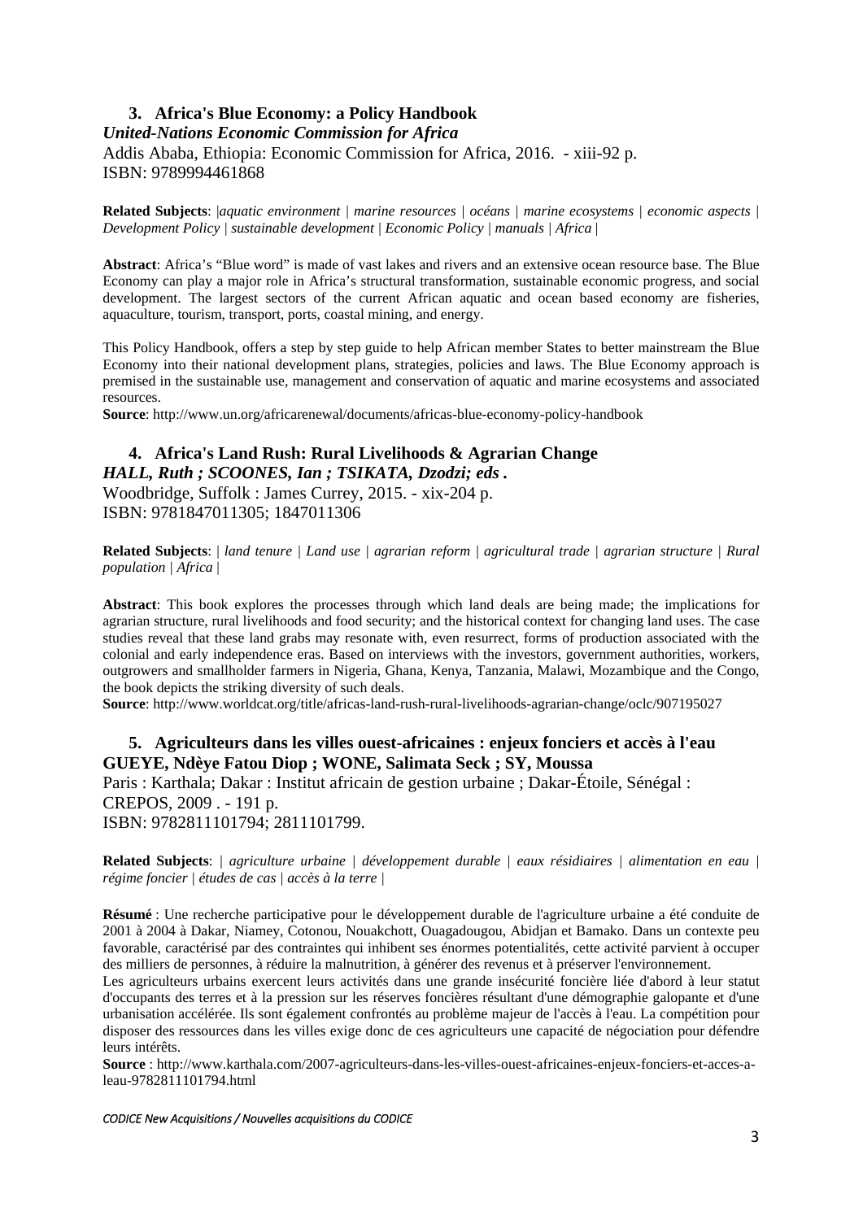### 3. Africa's Blue Economy: a Policy Handbook

***United-Nations Economic Commission for Africa***

Addis Ababa, Ethiopia: Economic Commission for Africa, 2016. - xiii-92 p.
ISBN: 9789994461868

**Related Subjects**: |*aquatic environment | marine resources | océans | marine ecosystems | economic aspects | Development Policy | sustainable development | Economic Policy | manuals | Africa* |

**Abstract**: Africa's "Blue word" is made of vast lakes and rivers and an extensive ocean resource base. The Blue Economy can play a major role in Africa's structural transformation, sustainable economic progress, and social development. The largest sectors of the current African aquatic and ocean based economy are fisheries, aquaculture, tourism, transport, ports, coastal mining, and energy.

This Policy Handbook, offers a step by step guide to help African member States to better mainstream the Blue Economy into their national development plans, strategies, policies and laws. The Blue Economy approach is premised in the sustainable use, management and conservation of aquatic and marine ecosystems and associated resources.

**Source**: http://www.un.org/africarenewal/documents/africas-blue-economy-policy-handbook

### 4. Africa's Land Rush: Rural Livelihoods & Agrarian Change

***HALL, Ruth ; SCOONES, Ian ; TSIKATA, Dzodzi; eds .***

Woodbridge, Suffolk : James Currey, 2015. - xix-204 p.
ISBN: 9781847011305; 1847011306

**Related Subjects**: | *land tenure | Land use | agrarian reform | agricultural trade | agrarian structure | Rural population | Africa* |

**Abstract**: This book explores the processes through which land deals are being made; the implications for agrarian structure, rural livelihoods and food security; and the historical context for changing land uses. The case studies reveal that these land grabs may resonate with, even resurrect, forms of production associated with the colonial and early independence eras. Based on interviews with the investors, government authorities, workers, outgrowers and smallholder farmers in Nigeria, Ghana, Kenya, Tanzania, Malawi, Mozambique and the Congo, the book depicts the striking diversity of such deals.

**Source**: http://www.worldcat.org/title/africas-land-rush-rural-livelihoods-agrarian-change/oclc/907195027

### 5. Agriculteurs dans les villes ouest-africaines : enjeux fonciers et accès à l'eau

**GUEYE, Ndèye Fatou Diop ; WONE, Salimata Seck ; SY, Moussa**

Paris : Karthala; Dakar : Institut africain de gestion urbaine ; Dakar-Étoile, Sénégal : CREPOS, 2009 . - 191 p.
ISBN: 9782811101794; 2811101799.

**Related Subjects**: | *agriculture urbaine | développement durable | eaux résidiaires | alimentation en eau | régime foncier | études de cas | accès à la terre* |

**Résumé** : Une recherche participative pour le développement durable de l'agriculture urbaine a été conduite de 2001 à 2004 à Dakar, Niamey, Cotonou, Nouakchott, Ouagadougou, Abidjan et Bamako. Dans un contexte peu favorable, caractérisé par des contraintes qui inhibent ses énormes potentialités, cette activité parvient à occuper des milliers de personnes, à réduire la malnutrition, à générer des revenus et à préserver l'environnement.

Les agriculteurs urbains exercent leurs activités dans une grande insécurité foncière liée d'abord à leur statut d'occupants des terres et à la pression sur les réserves foncières résultant d'une démographie galopante et d'une urbanisation accélérée. Ils sont également confrontés au problème majeur de l'accès à l'eau. La compétition pour disposer des ressources dans les villes exige donc de ces agriculteurs une capacité de négociation pour défendre leurs intérêts.

**Source** : http://www.karthala.com/2007-agriculteurs-dans-les-villes-ouest-africaines-enjeux-fonciers-et-acces-a-leau-9782811101794.html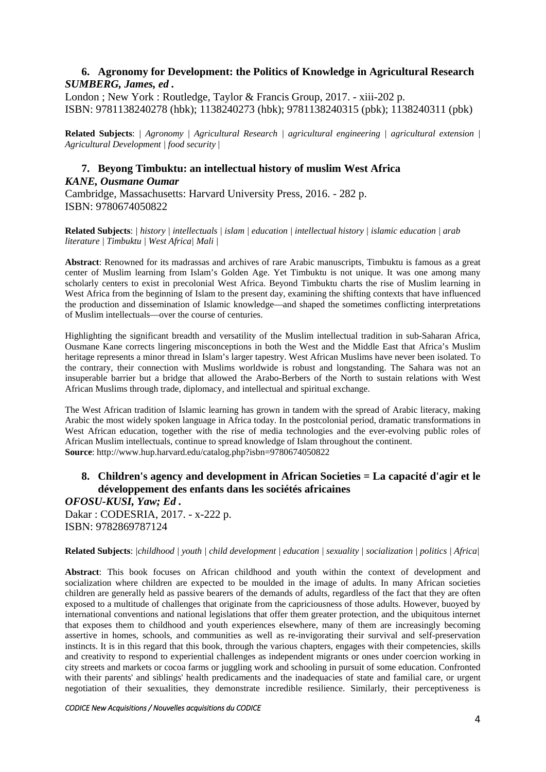### 6. Agronomy for Development: the Politics of Knowledge in Agricultural Research

***SUMBERG, James, ed .***

London ; New York : Routledge, Taylor & Francis Group, 2017. - xiii-202 p.
ISBN: 9781138240278 (hbk); 1138240273 (hbk); 9781138240315 (pbk); 1138240311 (pbk)

**Related Subjects**: | *Agronomy | Agricultural Research | agricultural engineering | agricultural extension | Agricultural Development | food security* |

### 7. Beyong Timbuktu: an intellectual history of muslim West Africa

***KANE, Ousmane Oumar***

Cambridge, Massachusetts: Harvard University Press, 2016. - 282 p.
ISBN: 9780674050822

**Related Subjects**: | *history | intellectuals | islam | education | intellectual history | islamic education | arab literature | Timbuktu | West Africa| Mali* |

**Abstract**: Renowned for its madrassas and archives of rare Arabic manuscripts, Timbuktu is famous as a great center of Muslim learning from Islam's Golden Age. Yet Timbuktu is not unique. It was one among many scholarly centers to exist in precolonial West Africa. Beyond Timbuktu charts the rise of Muslim learning in West Africa from the beginning of Islam to the present day, examining the shifting contexts that have influenced the production and dissemination of Islamic knowledge—and shaped the sometimes conflicting interpretations of Muslim intellectuals—over the course of centuries.

Highlighting the significant breadth and versatility of the Muslim intellectual tradition in sub-Saharan Africa, Ousmane Kane corrects lingering misconceptions in both the West and the Middle East that Africa's Muslim heritage represents a minor thread in Islam's larger tapestry. West African Muslims have never been isolated. To the contrary, their connection with Muslims worldwide is robust and longstanding. The Sahara was not an insuperable barrier but a bridge that allowed the Arabo-Berbers of the North to sustain relations with West African Muslims through trade, diplomacy, and intellectual and spiritual exchange.

The West African tradition of Islamic learning has grown in tandem with the spread of Arabic literacy, making Arabic the most widely spoken language in Africa today. In the postcolonial period, dramatic transformations in West African education, together with the rise of media technologies and the ever-evolving public roles of African Muslim intellectuals, continue to spread knowledge of Islam throughout the continent.
**Source**: http://www.hup.harvard.edu/catalog.php?isbn=9780674050822

### 8. Children's agency and development in African Societies = La capacité d'agir et le développement des enfants dans les sociétés africaines

***OFOSU-KUSI, Yaw; Ed .***

Dakar : CODESRIA, 2017. - x-222 p.
ISBN: 9782869787124

**Related Subjects**: |*childhood | youth | child development | education | sexuality | socialization | politics | Africa*|

**Abstract**: This book focuses on African childhood and youth within the context of development and socialization where children are expected to be moulded in the image of adults. In many African societies children are generally held as passive bearers of the demands of adults, regardless of the fact that they are often exposed to a multitude of challenges that originate from the capriciousness of those adults. However, buoyed by international conventions and national legislations that offer them greater protection, and the ubiquitous internet that exposes them to childhood and youth experiences elsewhere, many of them are increasingly becoming assertive in homes, schools, and communities as well as re-invigorating their survival and self-preservation instincts. It is in this regard that this book, through the various chapters, engages with their competencies, skills and creativity to respond to experiential challenges as independent migrants or ones under coercion working in city streets and markets or cocoa farms or juggling work and schooling in pursuit of some education. Confronted with their parents' and siblings' health predicaments and the inadequacies of state and familial care, or urgent negotiation of their sexualities, they demonstrate incredible resilience. Similarly, their perceptiveness is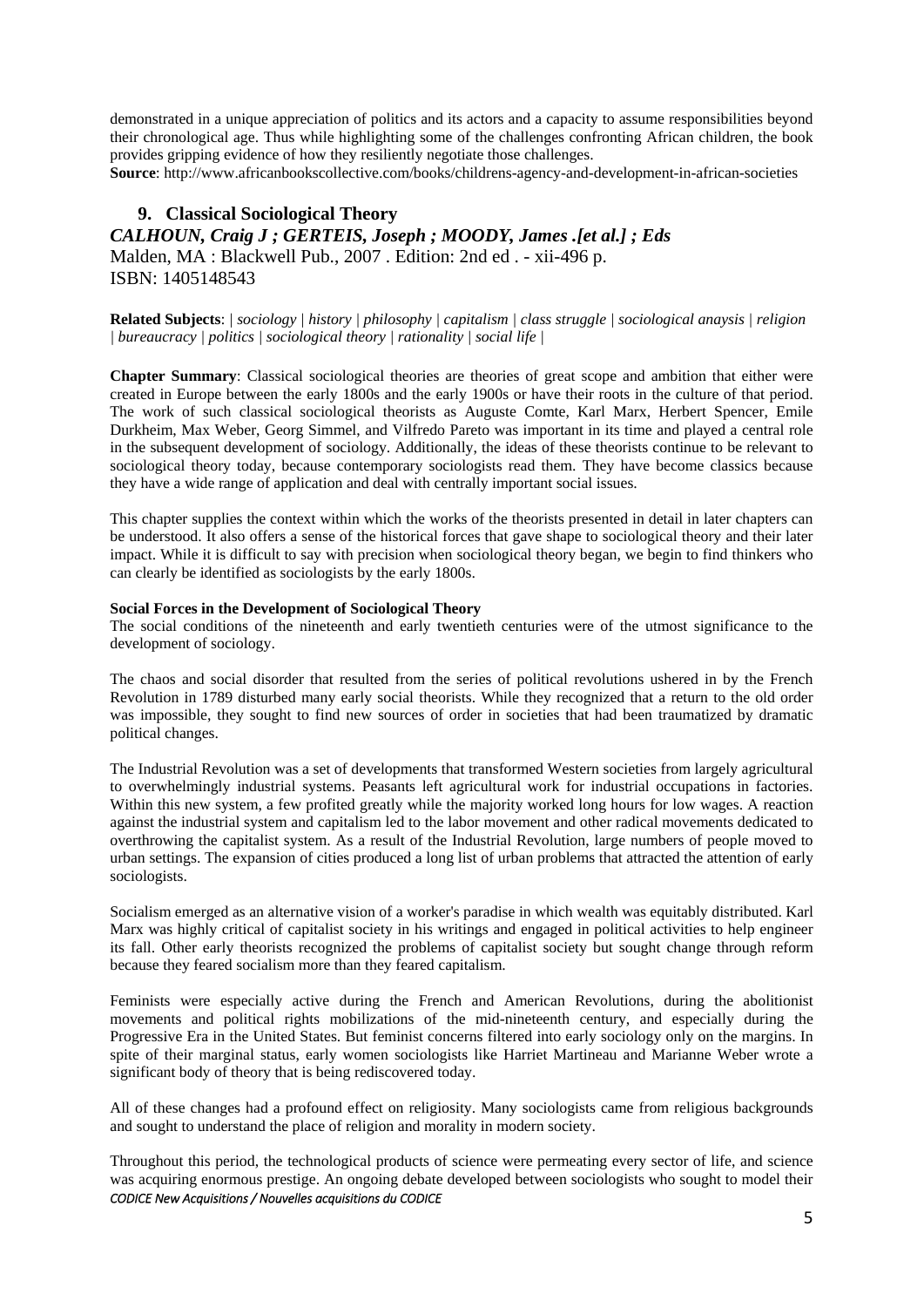demonstrated in a unique appreciation of politics and its actors and a capacity to assume responsibilities beyond their chronological age. Thus while highlighting some of the challenges confronting African children, the book provides gripping evidence of how they resiliently negotiate those challenges.

**Source**: http://www.africanbookscollective.com/books/childrens-agency-and-development-in-african-societies

## 9. Classical Sociological Theory

***CALHOUN, Craig J ; GERTEIS, Joseph ; MOODY, James .[et al.] ; Eds***

Malden, MA : Blackwell Pub., 2007 . Edition: 2nd ed . - xii-496 p.

ISBN: 1405148543

**Related Subjects**: | *sociology | history | philosophy | capitalism | class struggle | sociological anaysis | religion | bureaucracy | politics | sociological theory | rationality | social life* |

**Chapter Summary**: Classical sociological theories are theories of great scope and ambition that either were created in Europe between the early 1800s and the early 1900s or have their roots in the culture of that period. The work of such classical sociological theorists as Auguste Comte, Karl Marx, Herbert Spencer, Emile Durkheim, Max Weber, Georg Simmel, and Vilfredo Pareto was important in its time and played a central role in the subsequent development of sociology. Additionally, the ideas of these theorists continue to be relevant to sociological theory today, because contemporary sociologists read them. They have become classics because they have a wide range of application and deal with centrally important social issues.

This chapter supplies the context within which the works of the theorists presented in detail in later chapters can be understood. It also offers a sense of the historical forces that gave shape to sociological theory and their later impact. While it is difficult to say with precision when sociological theory began, we begin to find thinkers who can clearly be identified as sociologists by the early 1800s.

**Social Forces in the Development of Sociological Theory**

The social conditions of the nineteenth and early twentieth centuries were of the utmost significance to the development of sociology.

The chaos and social disorder that resulted from the series of political revolutions ushered in by the French Revolution in 1789 disturbed many early social theorists. While they recognized that a return to the old order was impossible, they sought to find new sources of order in societies that had been traumatized by dramatic political changes.

The Industrial Revolution was a set of developments that transformed Western societies from largely agricultural to overwhelmingly industrial systems. Peasants left agricultural work for industrial occupations in factories. Within this new system, a few profited greatly while the majority worked long hours for low wages. A reaction against the industrial system and capitalism led to the labor movement and other radical movements dedicated to overthrowing the capitalist system. As a result of the Industrial Revolution, large numbers of people moved to urban settings. The expansion of cities produced a long list of urban problems that attracted the attention of early sociologists.

Socialism emerged as an alternative vision of a worker's paradise in which wealth was equitably distributed. Karl Marx was highly critical of capitalist society in his writings and engaged in political activities to help engineer its fall. Other early theorists recognized the problems of capitalist society but sought change through reform because they feared socialism more than they feared capitalism.

Feminists were especially active during the French and American Revolutions, during the abolitionist movements and political rights mobilizations of the mid-nineteenth century, and especially during the Progressive Era in the United States. But feminist concerns filtered into early sociology only on the margins. In spite of their marginal status, early women sociologists like Harriet Martineau and Marianne Weber wrote a significant body of theory that is being rediscovered today.

All of these changes had a profound effect on religiosity. Many sociologists came from religious backgrounds and sought to understand the place of religion and morality in modern society.

Throughout this period, the technological products of science were permeating every sector of life, and science was acquiring enormous prestige. An ongoing debate developed between sociologists who sought to model their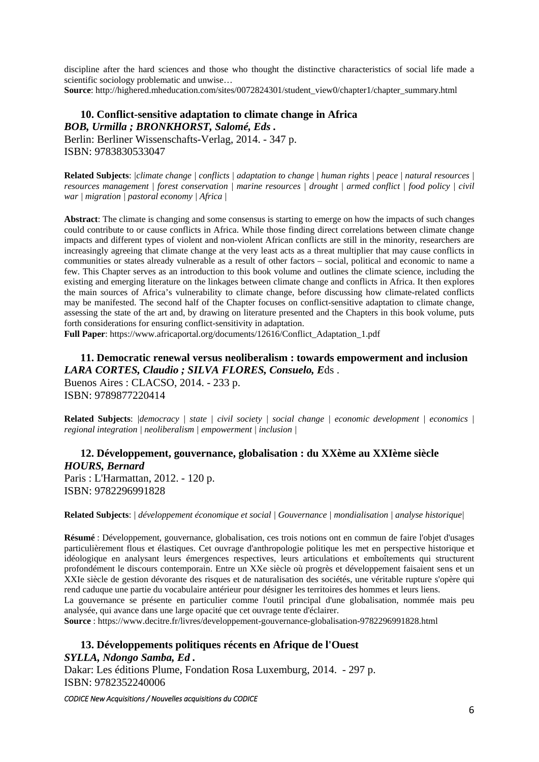discipline after the hard sciences and those who thought the distinctive characteristics of social life made a scientific sociology problematic and unwise…

**Source**: http://highered.mheducation.com/sites/0072824301/student_view0/chapter1/chapter_summary.html

### 10. Conflict-sensitive adaptation to climate change in Africa

***BOB, Urmilla ; BRONKHORST, Salomé, Eds .***

Berlin: Berliner Wissenschafts-Verlag, 2014. - 347 p.
ISBN: 9783830533047

**Related Subjects**: *|climate change | conflicts | adaptation to change | human rights | peace | natural resources | resources management | forest conservation | marine resources | drought | armed conflict | food policy | civil war | migration | pastoral economy | Africa |*

**Abstract**: The climate is changing and some consensus is starting to emerge on how the impacts of such changes could contribute to or cause conflicts in Africa. While those finding direct correlations between climate change impacts and different types of violent and non-violent African conflicts are still in the minority, researchers are increasingly agreeing that climate change at the very least acts as a threat multiplier that may cause conflicts in communities or states already vulnerable as a result of other factors – social, political and economic to name a few. This Chapter serves as an introduction to this book volume and outlines the climate science, including the existing and emerging literature on the linkages between climate change and conflicts in Africa. It then explores the main sources of Africa's vulnerability to climate change, before discussing how climate-related conflicts may be manifested. The second half of the Chapter focuses on conflict-sensitive adaptation to climate change, assessing the state of the art and, by drawing on literature presented and the Chapters in this book volume, puts forth considerations for ensuring conflict-sensitivity in adaptation.

**Full Paper**: https://www.africaportal.org/documents/12616/Conflict_Adaptation_1.pdf

### 11. Democratic renewal versus neoliberalism : towards empowerment and inclusion

***LARA CORTES, Claudio ; SILVA FLORES, Consuelo, E**ds .*

Buenos Aires : CLACSO, 2014. - 233 p.
ISBN: 9789877220414

**Related Subjects**: *|democracy | state | civil society | social change | economic development | economics | regional integration | neoliberalism | empowerment | inclusion |*

### 12. Développement, gouvernance, globalisation : du XXème au XXIème siècle

***HOURS, Bernard***

Paris : L'Harmattan, 2012. - 120 p.
ISBN: 9782296991828

**Related Subjects**: *| développement économique et social | Gouvernance | mondialisation | analyse historique|*

**Résumé** : Développement, gouvernance, globalisation, ces trois notions ont en commun de faire l'objet d'usages particulièrement flous et élastiques. Cet ouvrage d'anthropologie politique les met en perspective historique et idéologique en analysant leurs émergences respectives, leurs articulations et emboîtements qui structurent profondément le discours contemporain. Entre un XXe siècle où progrès et développement faisaient sens et un XXIe siècle de gestion dévorante des risques et de naturalisation des sociétés, une véritable rupture s'opère qui rend caduque une partie du vocabulaire antérieur pour désigner les territoires des hommes et leurs liens.

La gouvernance se présente en particulier comme l'outil principal d'une globalisation, nommée mais peu analysée, qui avance dans une large opacité que cet ouvrage tente d'éclairer.

**Source** : https://www.decitre.fr/livres/developpement-gouvernance-globalisation-9782296991828.html

### 13. Développements politiques récents en Afrique de l'Ouest

***SYLLA, Ndongo Samba, Ed .***

Dakar: Les éditions Plume, Fondation Rosa Luxemburg, 2014. - 297 p.
ISBN: 9782352240006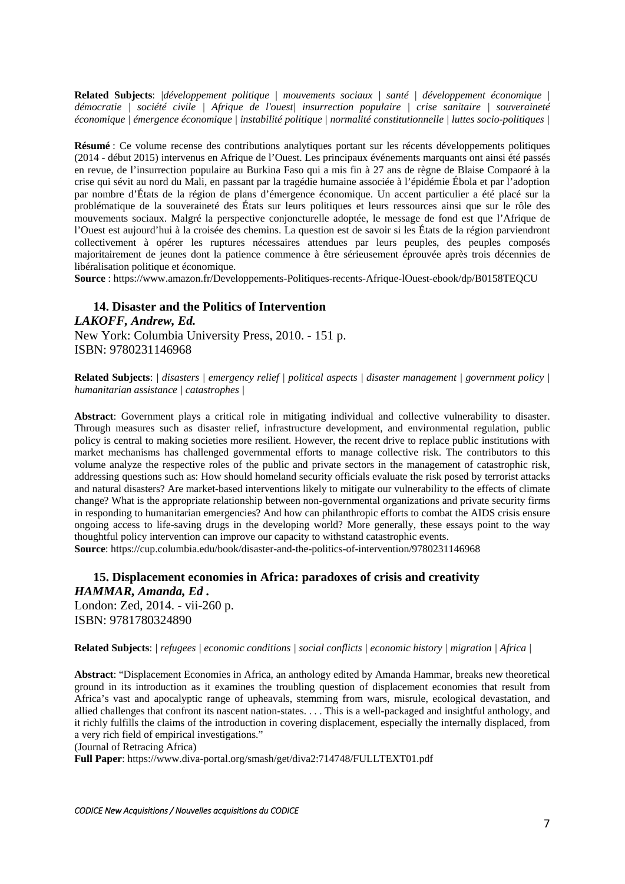**Related Subjects**: |*développement politique | mouvements sociaux | santé | développement économique | démocratie | société civile | Afrique de l'ouest| insurrection populaire | crise sanitaire | souveraineté économique | émergence économique | instabilité politique | normalité constitutionnelle | luttes socio-politiques* |

**Résumé** : Ce volume recense des contributions analytiques portant sur les récents développements politiques (2014 - début 2015) intervenus en Afrique de l'Ouest. Les principaux événements marquants ont ainsi été passés en revue, de l'insurrection populaire au Burkina Faso qui a mis fin à 27 ans de règne de Blaise Compaoré à la crise qui sévit au nord du Mali, en passant par la tragédie humaine associée à l'épidémie Ébola et par l'adoption par nombre d'États de la région de plans d'émergence économique. Un accent particulier a été placé sur la problématique de la souveraineté des États sur leurs politiques et leurs ressources ainsi que sur le rôle des mouvements sociaux. Malgré la perspective conjoncturelle adoptée, le message de fond est que l'Afrique de l'Ouest est aujourd'hui à la croisée des chemins. La question est de savoir si les États de la région parviendront collectivement à opérer les ruptures nécessaires attendues par leurs peuples, des peuples composés majoritairement de jeunes dont la patience commence à être sérieusement éprouvée après trois décennies de libéralisation politique et économique.
**Source** : https://www.amazon.fr/Developpements-Politiques-recents-Afrique-lOuest-ebook/dp/B0158TEQCU

### 14. Disaster and the Politics of Intervention

***LAKOFF, Andrew, Ed.***
New York: Columbia University Press, 2010. - 151 p.
ISBN: 9780231146968

**Related Subjects**: | *disasters | emergency relief | political aspects | disaster management | government policy | humanitarian assistance | catastrophes* |

**Abstract**: Government plays a critical role in mitigating individual and collective vulnerability to disaster. Through measures such as disaster relief, infrastructure development, and environmental regulation, public policy is central to making societies more resilient. However, the recent drive to replace public institutions with market mechanisms has challenged governmental efforts to manage collective risk. The contributors to this volume analyze the respective roles of the public and private sectors in the management of catastrophic risk, addressing questions such as: How should homeland security officials evaluate the risk posed by terrorist attacks and natural disasters? Are market-based interventions likely to mitigate our vulnerability to the effects of climate change? What is the appropriate relationship between non-governmental organizations and private security firms in responding to humanitarian emergencies? And how can philanthropic efforts to combat the AIDS crisis ensure ongoing access to life-saving drugs in the developing world? More generally, these essays point to the way thoughtful policy intervention can improve our capacity to withstand catastrophic events.
**Source**: https://cup.columbia.edu/book/disaster-and-the-politics-of-intervention/9780231146968

### 15. Displacement economies in Africa: paradoxes of crisis and creativity

***HAMMAR, Amanda, Ed .***
London: Zed, 2014. - vii-260 p.
ISBN: 9781780324890

**Related Subjects**: | *refugees | economic conditions | social conflicts | economic history | migration | Africa* |

**Abstract**: "Displacement Economies in Africa, an anthology edited by Amanda Hammar, breaks new theoretical ground in its introduction as it examines the troubling question of displacement economies that result from Africa's vast and apocalyptic range of upheavals, stemming from wars, misrule, ecological devastation, and allied challenges that confront its nascent nation-states. . . . This is a well-packaged and insightful anthology, and it richly fulfills the claims of the introduction in covering displacement, especially the internally displaced, from a very rich field of empirical investigations."
(Journal of Retracing Africa)
**Full Paper**: https://www.diva-portal.org/smash/get/diva2:714748/FULLTEXT01.pdf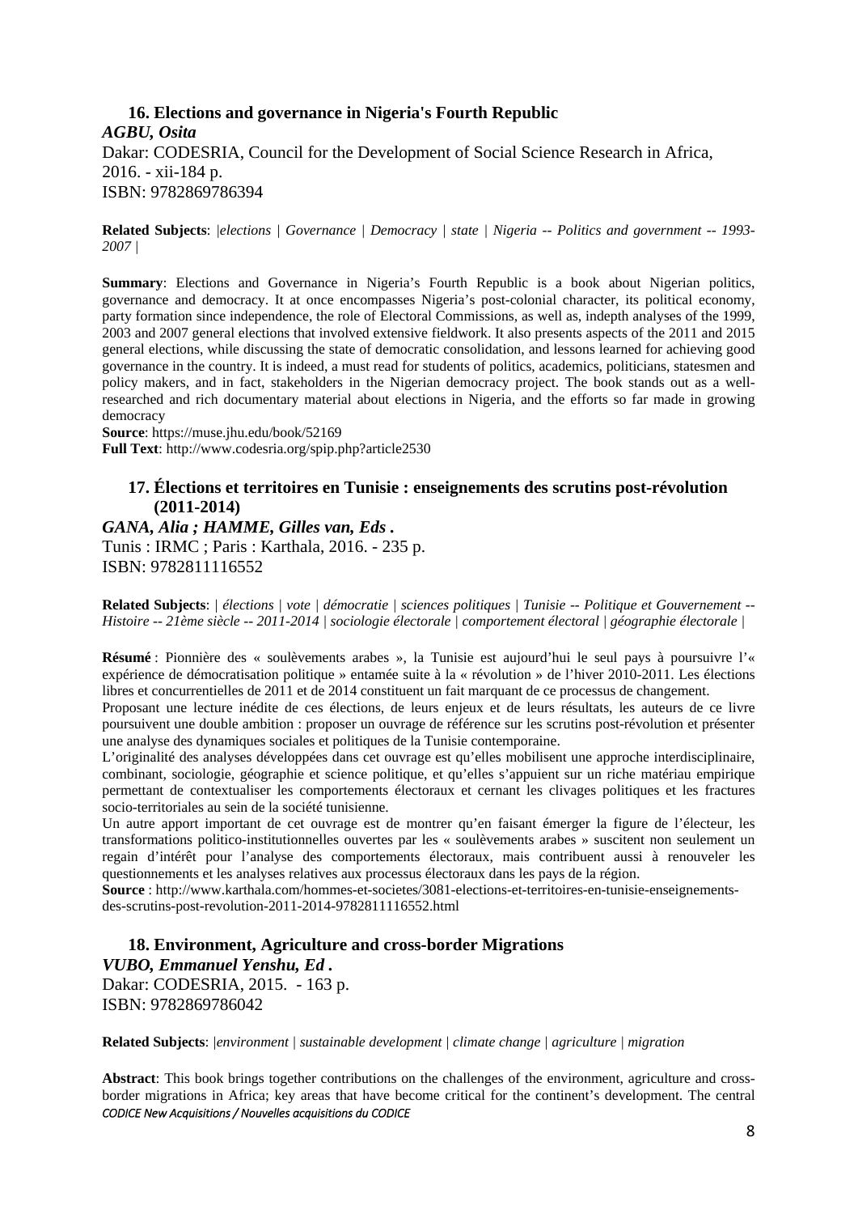### 16. Elections and governance in Nigeria's Fourth Republic

***AGBU, Osita***

Dakar: CODESRIA, Council for the Development of Social Science Research in Africa, 2016. - xii-184 p.
ISBN: 9782869786394

**Related Subjects**: *|elections | Governance | Democracy | state | Nigeria -- Politics and government -- 1993-2007 |*

**Summary**: Elections and Governance in Nigeria's Fourth Republic is a book about Nigerian politics, governance and democracy. It at once encompasses Nigeria's post-colonial character, its political economy, party formation since independence, the role of Electoral Commissions, as well as, indepth analyses of the 1999, 2003 and 2007 general elections that involved extensive fieldwork. It also presents aspects of the 2011 and 2015 general elections, while discussing the state of democratic consolidation, and lessons learned for achieving good governance in the country. It is indeed, a must read for students of politics, academics, politicians, statesmen and policy makers, and in fact, stakeholders in the Nigerian democracy project. The book stands out as a well-researched and rich documentary material about elections in Nigeria, and the efforts so far made in growing democracy

**Source**: https://muse.jhu.edu/book/52169
**Full Text**: http://www.codesria.org/spip.php?article2530

### 17. Élections et territoires en Tunisie : enseignements des scrutins post-révolution (2011-2014)

***GANA, Alia ; HAMME, Gilles van, Eds .***

Tunis : IRMC ; Paris : Karthala, 2016. - 235 p.
ISBN: 9782811116552

**Related Subjects**: *| élections | vote | démocratie | sciences politiques | Tunisie -- Politique et Gouvernement -- Histoire -- 21ème siècle -- 2011-2014 | sociologie électorale | comportement électoral | géographie électorale |*

**Résumé** : Pionnière des « soulèvements arabes », la Tunisie est aujourd'hui le seul pays à poursuivre l'« expérience de démocratisation politique » entamée suite à la « révolution » de l'hiver 2010-2011. Les élections libres et concurrentielles de 2011 et de 2014 constituent un fait marquant de ce processus de changement.

Proposant une lecture inédite de ces élections, de leurs enjeux et de leurs résultats, les auteurs de ce livre poursuivent une double ambition : proposer un ouvrage de référence sur les scrutins post-révolution et présenter une analyse des dynamiques sociales et politiques de la Tunisie contemporaine.

L'originalité des analyses développées dans cet ouvrage est qu'elles mobilisent une approche interdisciplinaire, combinant, sociologie, géographie et science politique, et qu'elles s'appuient sur un riche matériau empirique permettant de contextualiser les comportements électoraux et cernant les clivages politiques et les fractures socio-territoriales au sein de la société tunisienne.

Un autre apport important de cet ouvrage est de montrer qu'en faisant émerger la figure de l'électeur, les transformations politico-institutionnelles ouvertes par les « soulèvements arabes » suscitent non seulement un regain d'intérêt pour l'analyse des comportements électoraux, mais contribuent aussi à renouveler les questionnements et les analyses relatives aux processus électoraux dans les pays de la région.

**Source** : http://www.karthala.com/hommes-et-societes/3081-elections-et-territoires-en-tunisie-enseignements-des-scrutins-post-revolution-2011-2014-9782811116552.html

### 18. Environment, Agriculture and cross-border Migrations

***VUBO, Emmanuel Yenshu, Ed .***

Dakar: CODESRIA, 2015. - 163 p.
ISBN: 9782869786042

**Related Subjects**: *|environment | sustainable development | climate change | agriculture | migration*

**Abstract**: This book brings together contributions on the challenges of the environment, agriculture and cross-border migrations in Africa; key areas that have become critical for the continent's development. The central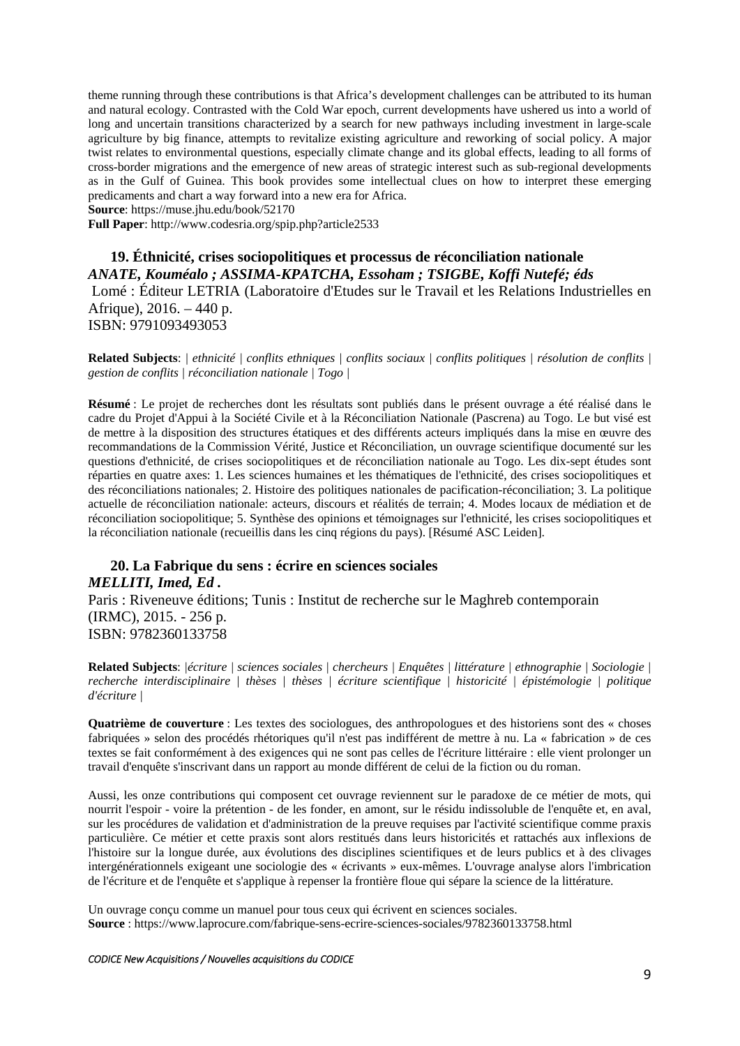theme running through these contributions is that Africa's development challenges can be attributed to its human and natural ecology. Contrasted with the Cold War epoch, current developments have ushered us into a world of long and uncertain transitions characterized by a search for new pathways including investment in large-scale agriculture by big finance, attempts to revitalize existing agriculture and reworking of social policy. A major twist relates to environmental questions, especially climate change and its global effects, leading to all forms of cross-border migrations and the emergence of new areas of strategic interest such as sub-regional developments as in the Gulf of Guinea. This book provides some intellectual clues on how to interpret these emerging predicaments and chart a way forward into a new era for Africa.
**Source**: https://muse.jhu.edu/book/52170
**Full Paper**: http://www.codesria.org/spip.php?article2533

### 19. Éthnicité, crises sociopolitiques et processus de réconciliation nationale

***ANATE, Kouméalo ; ASSIMA-KPATCHA, Essoham ; TSIGBE, Koffi Nutefé; éds***
Lomé : Éditeur LETRIA (Laboratoire d'Etudes sur le Travail et les Relations Industrielles en Afrique), 2016. – 440 p.
ISBN: 9791093493053

**Related Subjects**: | *ethnicité | conflits ethniques | conflits sociaux | conflits politiques | résolution de conflits | gestion de conflits | réconciliation nationale | Togo |*

**Résumé** : Le projet de recherches dont les résultats sont publiés dans le présent ouvrage a été réalisé dans le cadre du Projet d'Appui à la Société Civile et à la Réconciliation Nationale (Pascrena) au Togo. Le but visé est de mettre à la disposition des structures étatiques et des différents acteurs impliqués dans la mise en œuvre des recommandations de la Commission Vérité, Justice et Réconciliation, un ouvrage scientifique documenté sur les questions d'ethnicité, de crises sociopolitiques et de réconciliation nationale au Togo. Les dix-sept études sont réparties en quatre axes: 1. Les sciences humaines et les thématiques de l'ethnicité, des crises sociopolitiques et des réconciliations nationales; 2. Histoire des politiques nationales de pacification-réconciliation; 3. La politique actuelle de réconciliation nationale: acteurs, discours et réalités de terrain; 4. Modes locaux de médiation et de réconciliation sociopolitique; 5. Synthèse des opinions et témoignages sur l'ethnicité, les crises sociopolitiques et la réconciliation nationale (recueillis dans les cinq régions du pays). [Résumé ASC Leiden].

### 20. La Fabrique du sens : écrire en sciences sociales

***MELLITI, Imed, Ed .***
Paris : Riveneuve éditions; Tunis : Institut de recherche sur le Maghreb contemporain (IRMC), 2015. - 256 p.
ISBN: 9782360133758

**Related Subjects**: |*écriture | sciences sociales | chercheurs | Enquêtes | littérature | ethnographie | Sociologie | recherche interdisciplinaire | thèses | thèses | écriture scientifique | historicité | épistémologie | politique d'écriture |*

**Quatrième de couverture** : Les textes des sociologues, des anthropologues et des historiens sont des « choses fabriquées » selon des procédés rhétoriques qu'il n'est pas indifférent de mettre à nu. La « fabrication » de ces textes se fait conformément à des exigences qui ne sont pas celles de l'écriture littéraire : elle vient prolonger un travail d'enquête s'inscrivant dans un rapport au monde différent de celui de la fiction ou du roman.

Aussi, les onze contributions qui composent cet ouvrage reviennent sur le paradoxe de ce métier de mots, qui nourrit l'espoir - voire la prétention - de les fonder, en amont, sur le résidu indissoluble de l'enquête et, en aval, sur les procédures de validation et d'administration de la preuve requises par l'activité scientifique comme praxis particulière. Ce métier et cette praxis sont alors restitués dans leurs historicités et rattachés aux inflexions de l'histoire sur la longue durée, aux évolutions des disciplines scientifiques et de leurs publics et à des clivages intergénérationnels exigeant une sociologie des « écrivants » eux-mêmes. L'ouvrage analyse alors l'imbrication de l'écriture et de l'enquête et s'applique à repenser la frontière floue qui sépare la science de la littérature.

Un ouvrage conçu comme un manuel pour tous ceux qui écrivent en sciences sociales.
**Source** : https://www.laprocure.com/fabrique-sens-ecrire-sciences-sociales/9782360133758.html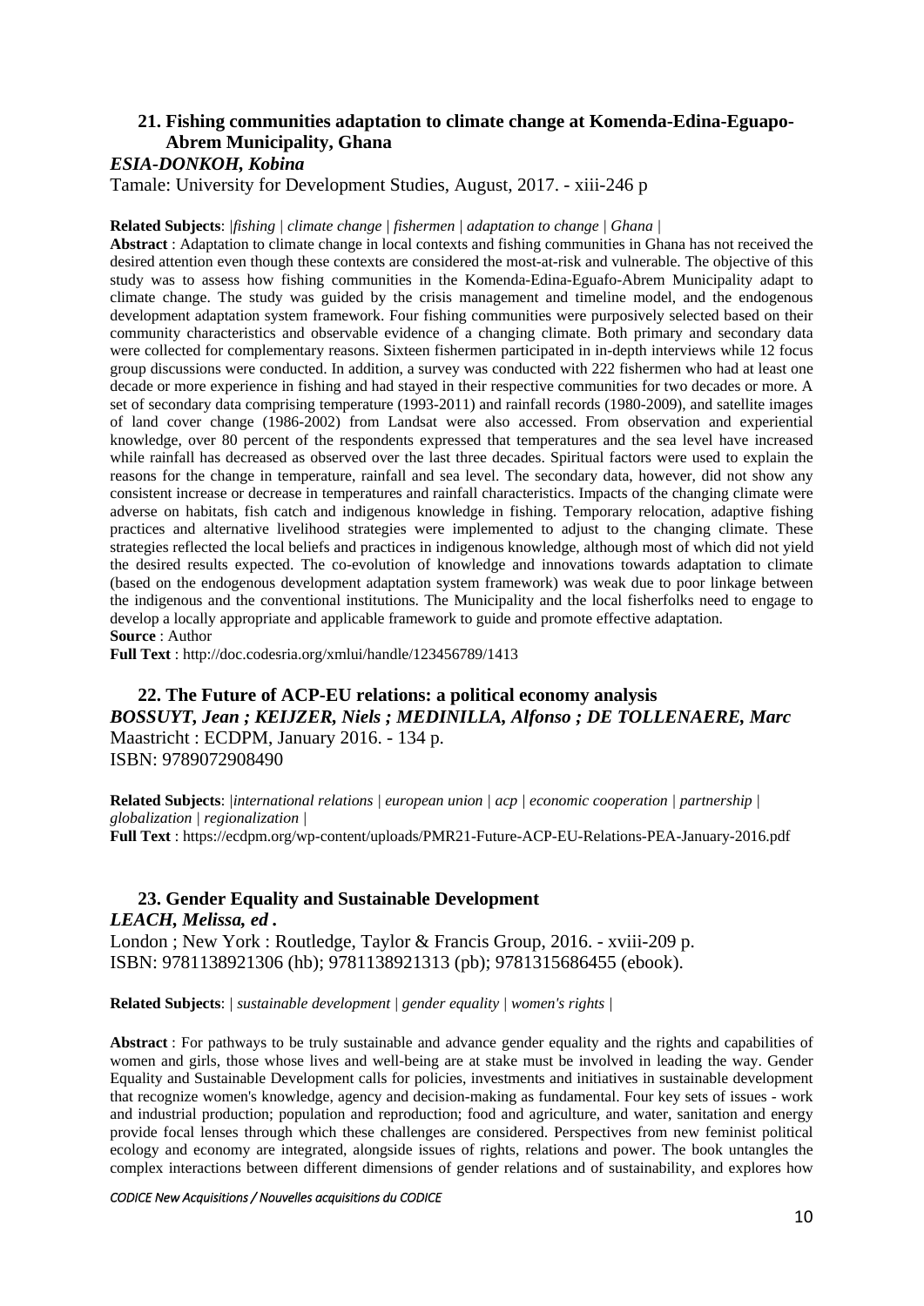### 21. Fishing communities adaptation to climate change at Komenda-Edina-Eguapo-Abrem Municipality, Ghana

***ESIA-DONKOH, Kobina***

Tamale: University for Development Studies, August, 2017. - xiii-246 p

**Related Subjects**: |*fishing | climate change | fishermen | adaptation to change | Ghana |*

**Abstract** : Adaptation to climate change in local contexts and fishing communities in Ghana has not received the desired attention even though these contexts are considered the most-at-risk and vulnerable. The objective of this study was to assess how fishing communities in the Komenda-Edina-Eguafo-Abrem Municipality adapt to climate change. The study was guided by the crisis management and timeline model, and the endogenous development adaptation system framework. Four fishing communities were purposively selected based on their community characteristics and observable evidence of a changing climate. Both primary and secondary data were collected for complementary reasons. Sixteen fishermen participated in in-depth interviews while 12 focus group discussions were conducted. In addition, a survey was conducted with 222 fishermen who had at least one decade or more experience in fishing and had stayed in their respective communities for two decades or more. A set of secondary data comprising temperature (1993-2011) and rainfall records (1980-2009), and satellite images of land cover change (1986-2002) from Landsat were also accessed. From observation and experiential knowledge, over 80 percent of the respondents expressed that temperatures and the sea level have increased while rainfall has decreased as observed over the last three decades. Spiritual factors were used to explain the reasons for the change in temperature, rainfall and sea level. The secondary data, however, did not show any consistent increase or decrease in temperatures and rainfall characteristics. Impacts of the changing climate were adverse on habitats, fish catch and indigenous knowledge in fishing. Temporary relocation, adaptive fishing practices and alternative livelihood strategies were implemented to adjust to the changing climate. These strategies reflected the local beliefs and practices in indigenous knowledge, although most of which did not yield the desired results expected. The co-evolution of knowledge and innovations towards adaptation to climate (based on the endogenous development adaptation system framework) was weak due to poor linkage between the indigenous and the conventional institutions. The Municipality and the local fisherfolks need to engage to develop a locally appropriate and applicable framework to guide and promote effective adaptation.

**Source** : Author

**Full Text** : http://doc.codesria.org/xmlui/handle/123456789/1413

### 22. The Future of ACP-EU relations: a political economy analysis

***BOSSUYT, Jean ; KEIJZER, Niels ; MEDINILLA, Alfonso ; DE TOLLENAERE, Marc***

Maastricht : ECDPM, January 2016. - 134 p.

ISBN: 9789072908490

**Related Subjects**: |*international relations | european union | acp | economic cooperation | partnership | globalization | regionalization |*

**Full Text** : https://ecdpm.org/wp-content/uploads/PMR21-Future-ACP-EU-Relations-PEA-January-2016.pdf

### 23. Gender Equality and Sustainable Development

***LEACH, Melissa, ed .***

London ; New York : Routledge, Taylor & Francis Group, 2016. - xviii-209 p.

ISBN: 9781138921306 (hb); 9781138921313 (pb); 9781315686455 (ebook).

**Related Subjects**: | *sustainable development | gender equality | women's rights |*

**Abstract** : For pathways to be truly sustainable and advance gender equality and the rights and capabilities of women and girls, those whose lives and well-being are at stake must be involved in leading the way. Gender Equality and Sustainable Development calls for policies, investments and initiatives in sustainable development that recognize women's knowledge, agency and decision-making as fundamental. Four key sets of issues - work and industrial production; population and reproduction; food and agriculture, and water, sanitation and energy provide focal lenses through which these challenges are considered. Perspectives from new feminist political ecology and economy are integrated, alongside issues of rights, relations and power. The book untangles the complex interactions between different dimensions of gender relations and of sustainability, and explores how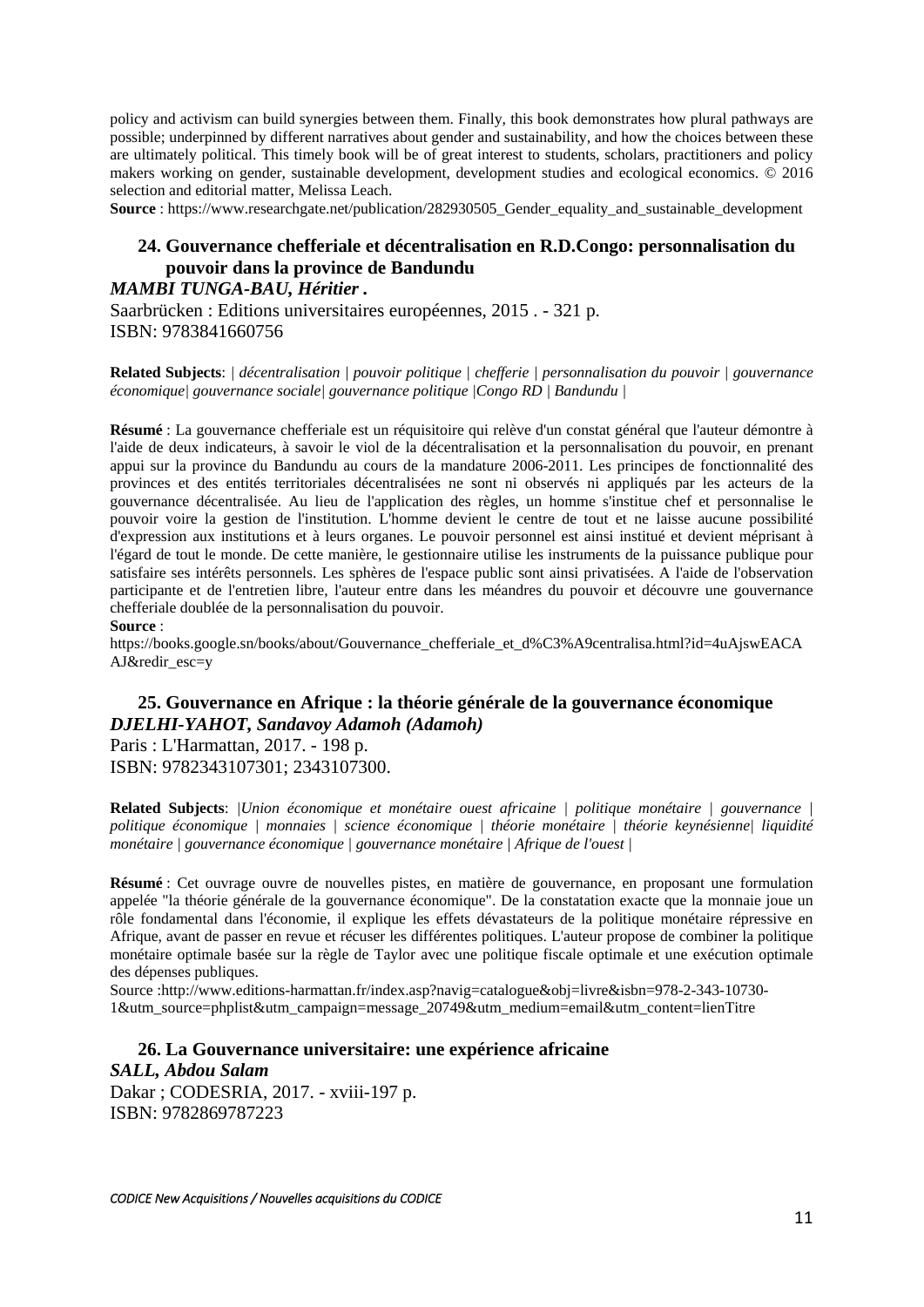policy and activism can build synergies between them. Finally, this book demonstrates how plural pathways are possible; underpinned by different narratives about gender and sustainability, and how the choices between these are ultimately political. This timely book will be of great interest to students, scholars, practitioners and policy makers working on gender, sustainable development, development studies and ecological economics. © 2016 selection and editorial matter, Melissa Leach.

**Source** : https://www.researchgate.net/publication/282930505_Gender_equality_and_sustainable_development

### 24. Gouvernance chefferiale et décentralisation en R.D.Congo: personnalisation du pouvoir dans la province de Bandundu

***MAMBI TUNGA-BAU, Héritier .***

Saarbrücken : Editions universitaires européennes, 2015 . - 321 p.
ISBN: 9783841660756

**Related Subjects**: | *décentralisation | pouvoir politique | chefferie | personnalisation du pouvoir | gouvernance économique| gouvernance sociale| gouvernance politique |Congo RD | Bandundu |*

**Résumé** : La gouvernance chefferiale est un réquisitoire qui relève d'un constat général que l'auteur démontre à l'aide de deux indicateurs, à savoir le viol de la décentralisation et la personnalisation du pouvoir, en prenant appui sur la province du Bandundu au cours de la mandature 2006-2011. Les principes de fonctionnalité des provinces et des entités territoriales décentralisées ne sont ni observés ni appliqués par les acteurs de la gouvernance décentralisée. Au lieu de l'application des règles, un homme s'institue chef et personnalise le pouvoir voire la gestion de l'institution. L'homme devient le centre de tout et ne laisse aucune possibilité d'expression aux institutions et à leurs organes. Le pouvoir personnel est ainsi institué et devient méprisant à l'égard de tout le monde. De cette manière, le gestionnaire utilise les instruments de la puissance publique pour satisfaire ses intérêts personnels. Les sphères de l'espace public sont ainsi privatisées. A l'aide de l'observation participante et de l'entretien libre, l'auteur entre dans les méandres du pouvoir et découvre une gouvernance chefferiale doublée de la personnalisation du pouvoir.

**Source** :
https://books.google.sn/books/about/Gouvernance_chefferiale_et_d%C3%A9centralisa.html?id=4uAjswEACAAJ&redir_esc=y

### 25. Gouvernance en Afrique : la théorie générale de la gouvernance économique

***DJELHI-YAHOT, Sandavoy Adamoh (Adamoh)***

Paris : L'Harmattan, 2017. - 198 p.
ISBN: 9782343107301; 2343107300.

**Related Subjects**: |*Union économique et monétaire ouest africaine | politique monétaire | gouvernance | politique économique | monnaies | science économique | théorie monétaire | théorie keynésienne| liquidité monétaire | gouvernance économique | gouvernance monétaire | Afrique de l'ouest |*

**Résumé** : Cet ouvrage ouvre de nouvelles pistes, en matière de gouvernance, en proposant une formulation appelée "la théorie générale de la gouvernance économique". De la constatation exacte que la monnaie joue un rôle fondamental dans l'économie, il explique les effets dévastateurs de la politique monétaire répressive en Afrique, avant de passer en revue et récuser les différentes politiques. L'auteur propose de combiner la politique monétaire optimale basée sur la règle de Taylor avec une politique fiscale optimale et une exécution optimale des dépenses publiques.

Source :http://www.editions-harmattan.fr/index.asp?navig=catalogue&obj=livre&isbn=978-2-343-10730-1&utm_source=phplist&utm_campaign=message_20749&utm_medium=email&utm_content=lienTitre

### 26. La Gouvernance universitaire: une expérience africaine

***SALL, Abdou Salam***

Dakar ; CODESRIA, 2017. - xviii-197 p.
ISBN: 9782869787223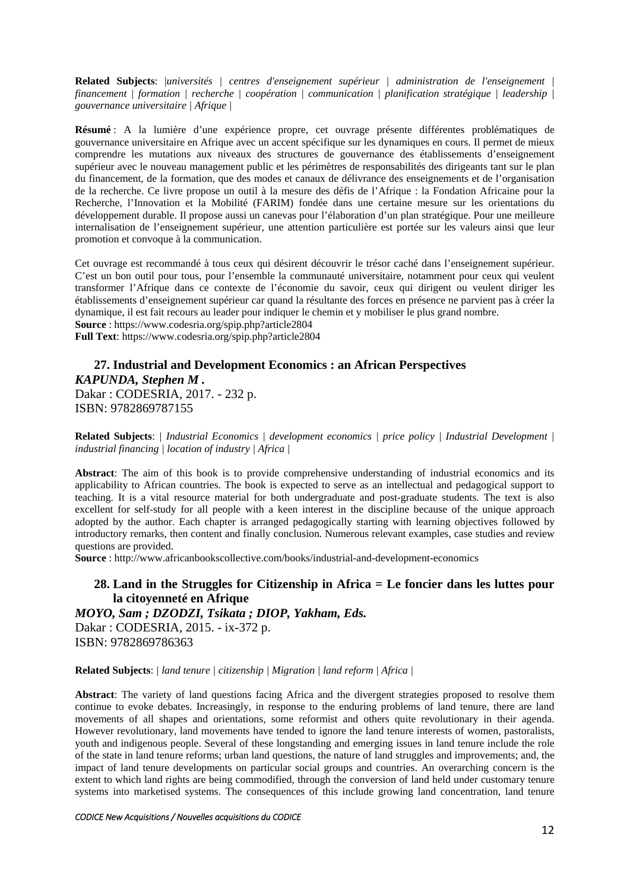**Related Subjects**: |*universités | centres d'enseignement supérieur | administration de l'enseignement | financement | formation | recherche | coopération | communication | planification stratégique | leadership | gouvernance universitaire | Afrique |*

**Résumé** : A la lumière d'une expérience propre, cet ouvrage présente différentes problématiques de gouvernance universitaire en Afrique avec un accent spécifique sur les dynamiques en cours. Il permet de mieux comprendre les mutations aux niveaux des structures de gouvernance des établissements d'enseignement supérieur avec le nouveau management public et les périmètres de responsabilités des dirigeants tant sur le plan du financement, de la formation, que des modes et canaux de délivrance des enseignements et de l'organisation de la recherche. Ce livre propose un outil à la mesure des défis de l'Afrique : la Fondation Africaine pour la Recherche, l'Innovation et la Mobilité (FARIM) fondée dans une certaine mesure sur les orientations du développement durable. Il propose aussi un canevas pour l'élaboration d'un plan stratégique. Pour une meilleure internalisation de l'enseignement supérieur, une attention particulière est portée sur les valeurs ainsi que leur promotion et convoque à la communication.

Cet ouvrage est recommandé à tous ceux qui désirent découvrir le trésor caché dans l'enseignement supérieur. C'est un bon outil pour tous, pour l'ensemble la communauté universitaire, notamment pour ceux qui veulent transformer l'Afrique dans ce contexte de l'économie du savoir, ceux qui dirigent ou veulent diriger les établissements d'enseignement supérieur car quand la résultante des forces en présence ne parvient pas à créer la dynamique, il est fait recours au leader pour indiquer le chemin et y mobiliser le plus grand nombre.
**Source** : https://www.codesria.org/spip.php?article2804
**Full Text**: https://www.codesria.org/spip.php?article2804

### 27. Industrial and Development Economics : an African Perspectives

***KAPUNDA, Stephen M .***
Dakar : CODESRIA, 2017. - 232 p.
ISBN: 9782869787155

**Related Subjects**: | *Industrial Economics | development economics | price policy | Industrial Development | industrial financing | location of industry | Africa |*

**Abstract**: The aim of this book is to provide comprehensive understanding of industrial economics and its applicability to African countries. The book is expected to serve as an intellectual and pedagogical support to teaching. It is a vital resource material for both undergraduate and post-graduate students. The text is also excellent for self-study for all people with a keen interest in the discipline because of the unique approach adopted by the author. Each chapter is arranged pedagogically starting with learning objectives followed by introductory remarks, then content and finally conclusion. Numerous relevant examples, case studies and review questions are provided.
**Source** : http://www.africanbookscollective.com/books/industrial-and-development-economics

### 28. Land in the Struggles for Citizenship in Africa = Le foncier dans les luttes pour la citoyenneté en Afrique

***MOYO, Sam ; DZODZI, Tsikata ; DIOP, Yakham, Eds.***
Dakar : CODESRIA, 2015. - ix-372 p.
ISBN: 9782869786363

**Related Subjects**: | *land tenure | citizenship | Migration | land reform | Africa |*

**Abstract**: The variety of land questions facing Africa and the divergent strategies proposed to resolve them continue to evoke debates. Increasingly, in response to the enduring problems of land tenure, there are land movements of all shapes and orientations, some reformist and others quite revolutionary in their agenda. However revolutionary, land movements have tended to ignore the land tenure interests of women, pastoralists, youth and indigenous people. Several of these longstanding and emerging issues in land tenure include the role of the state in land tenure reforms; urban land questions, the nature of land struggles and improvements; and, the impact of land tenure developments on particular social groups and countries. An overarching concern is the extent to which land rights are being commodified, through the conversion of land held under customary tenure systems into marketised systems. The consequences of this include growing land concentration, land tenure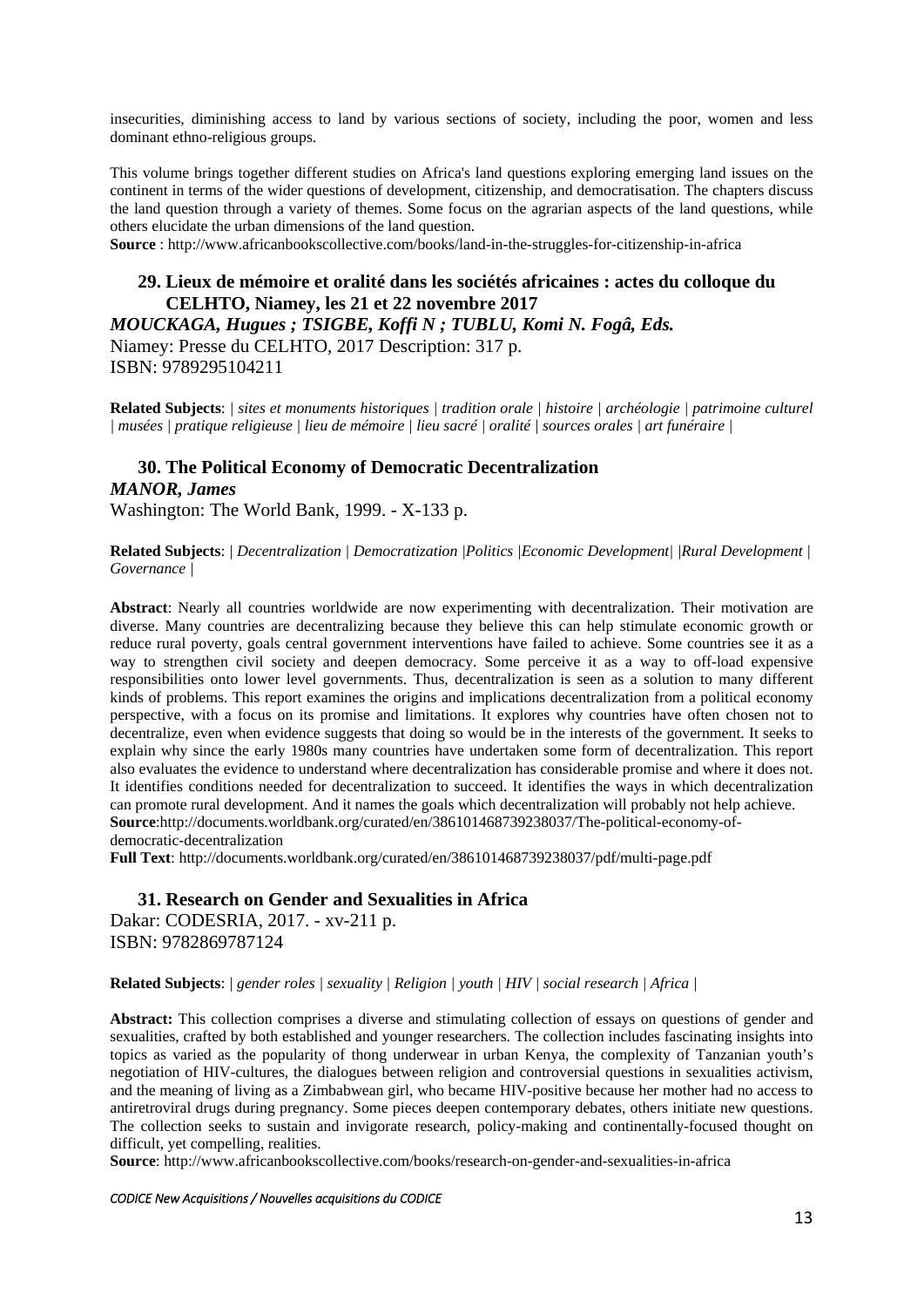insecurities, diminishing access to land by various sections of society, including the poor, women and less dominant ethno-religious groups.

This volume brings together different studies on Africa's land questions exploring emerging land issues on the continent in terms of the wider questions of development, citizenship, and democratisation. The chapters discuss the land question through a variety of themes. Some focus on the agrarian aspects of the land questions, while others elucidate the urban dimensions of the land question.

**Source** : http://www.africanbookscollective.com/books/land-in-the-struggles-for-citizenship-in-africa

### 29. Lieux de mémoire et oralité dans les sociétés africaines : actes du colloque du CELHTO, Niamey, les 21 et 22 novembre 2017

***MOUCKAGA, Hugues ; TSIGBE, Koffi N ; TUBLU, Komi N. Fogâ, Eds.***

Niamey: Presse du CELHTO, 2017 Description: 317 p.
ISBN: 9789295104211

**Related Subjects**: | *sites et monuments historiques | tradition orale | histoire | archéologie | patrimoine culturel | musées | pratique religieuse | lieu de mémoire | lieu sacré | oralité | sources orales | art funéraire |*

### 30. The Political Economy of Democratic Decentralization

***MANOR, James***

Washington: The World Bank, 1999. - X-133 p.

**Related Subjects**: | *Decentralization | Democratization |Politics |Economic Development| |Rural Development | Governance |*

**Abstract**: Nearly all countries worldwide are now experimenting with decentralization. Their motivation are diverse. Many countries are decentralizing because they believe this can help stimulate economic growth or reduce rural poverty, goals central government interventions have failed to achieve. Some countries see it as a way to strengthen civil society and deepen democracy. Some perceive it as a way to off-load expensive responsibilities onto lower level governments. Thus, decentralization is seen as a solution to many different kinds of problems. This report examines the origins and implications decentralization from a political economy perspective, with a focus on its promise and limitations. It explores why countries have often chosen not to decentralize, even when evidence suggests that doing so would be in the interests of the government. It seeks to explain why since the early 1980s many countries have undertaken some form of decentralization. This report also evaluates the evidence to understand where decentralization has considerable promise and where it does not. It identifies conditions needed for decentralization to succeed. It identifies the ways in which decentralization can promote rural development. And it names the goals which decentralization will probably not help achieve.

**Source**:http://documents.worldbank.org/curated/en/386101468739238037/The-political-economy-of-democratic-decentralization

**Full Text**: http://documents.worldbank.org/curated/en/386101468739238037/pdf/multi-page.pdf

### 31. Research on Gender and Sexualities in Africa

Dakar: CODESRIA, 2017. - xv-211 p.
ISBN: 9782869787124

**Related Subjects**: | *gender roles | sexuality | Religion | youth | HIV | social research | Africa |*

**Abstract:** This collection comprises a diverse and stimulating collection of essays on questions of gender and sexualities, crafted by both established and younger researchers. The collection includes fascinating insights into topics as varied as the popularity of thong underwear in urban Kenya, the complexity of Tanzanian youth's negotiation of HIV-cultures, the dialogues between religion and controversial questions in sexualities activism, and the meaning of living as a Zimbabwean girl, who became HIV-positive because her mother had no access to antiretroviral drugs during pregnancy. Some pieces deepen contemporary debates, others initiate new questions. The collection seeks to sustain and invigorate research, policy-making and continentally-focused thought on difficult, yet compelling, realities.

**Source**: http://www.africanbookscollective.com/books/research-on-gender-and-sexualities-in-africa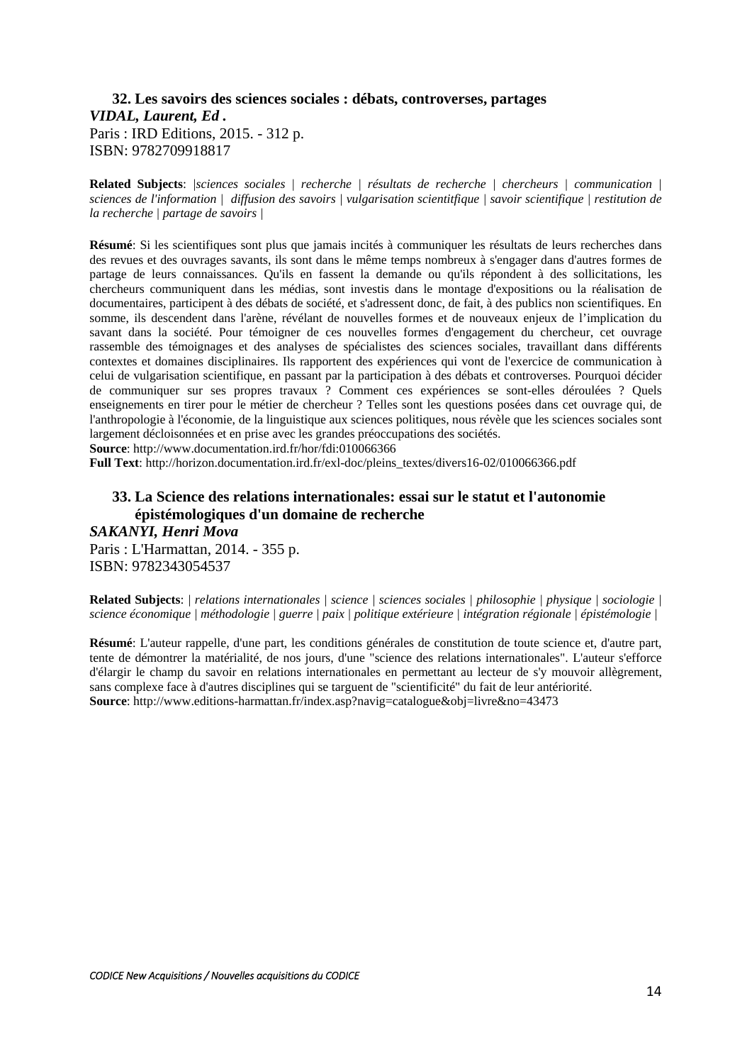### 32. Les savoirs des sciences sociales : débats, controverses, partages

***VIDAL, Laurent, Ed .***

Paris : IRD Editions, 2015. - 312 p.
ISBN: 9782709918817

**Related Subjects**: |*sciences sociales | recherche | résultats de recherche | chercheurs | communication | sciences de l'information | diffusion des savoirs | vulgarisation scientitfique | savoir scientifique | restitution de la recherche | partage de savoirs |*

**Résumé**: Si les scientifiques sont plus que jamais incités à communiquer les résultats de leurs recherches dans des revues et des ouvrages savants, ils sont dans le même temps nombreux à s'engager dans d'autres formes de partage de leurs connaissances. Qu'ils en fassent la demande ou qu'ils répondent à des sollicitations, les chercheurs communiquent dans les médias, sont investis dans le montage d'expositions ou la réalisation de documentaires, participent à des débats de société, et s'adressent donc, de fait, à des publics non scientifiques. En somme, ils descendent dans l'arène, révélant de nouvelles formes et de nouveaux enjeux de l'implication du savant dans la société. Pour témoigner de ces nouvelles formes d'engagement du chercheur, cet ouvrage rassemble des témoignages et des analyses de spécialistes des sciences sociales, travaillant dans différents contextes et domaines disciplinaires. Ils rapportent des expériences qui vont de l'exercice de communication à celui de vulgarisation scientifique, en passant par la participation à des débats et controverses. Pourquoi décider de communiquer sur ses propres travaux ? Comment ces expériences se sont-elles déroulées ? Quels enseignements en tirer pour le métier de chercheur ? Telles sont les questions posées dans cet ouvrage qui, de l'anthropologie à l'économie, de la linguistique aux sciences politiques, nous révèle que les sciences sociales sont largement décloisonnées et en prise avec les grandes préoccupations des sociétés.
**Source**: http://www.documentation.ird.fr/hor/fdi:010066366
**Full Text**: http://horizon.documentation.ird.fr/exl-doc/pleins_textes/divers16-02/010066366.pdf

### 33. La Science des relations internationales: essai sur le statut et l'autonomie épistémologiques d'un domaine de recherche

***SAKANYI, Henri Mova***

Paris : L'Harmattan, 2014. - 355 p.
ISBN: 9782343054537

**Related Subjects**: | *relations internationales | science | sciences sociales | philosophie | physique | sociologie | science économique | méthodologie | guerre | paix | politique extérieure | intégration régionale | épistémologie |*

**Résumé**: L'auteur rappelle, d'une part, les conditions générales de constitution de toute science et, d'autre part, tente de démontrer la matérialité, de nos jours, d'une "science des relations internationales". L'auteur s'efforce d'élargir le champ du savoir en relations internationales en permettant au lecteur de s'y mouvoir allègrement, sans complexe face à d'autres disciplines qui se targuent de "scientificité" du fait de leur antériorité.
**Source**: http://www.editions-harmattan.fr/index.asp?navig=catalogue&obj=livre&no=43473